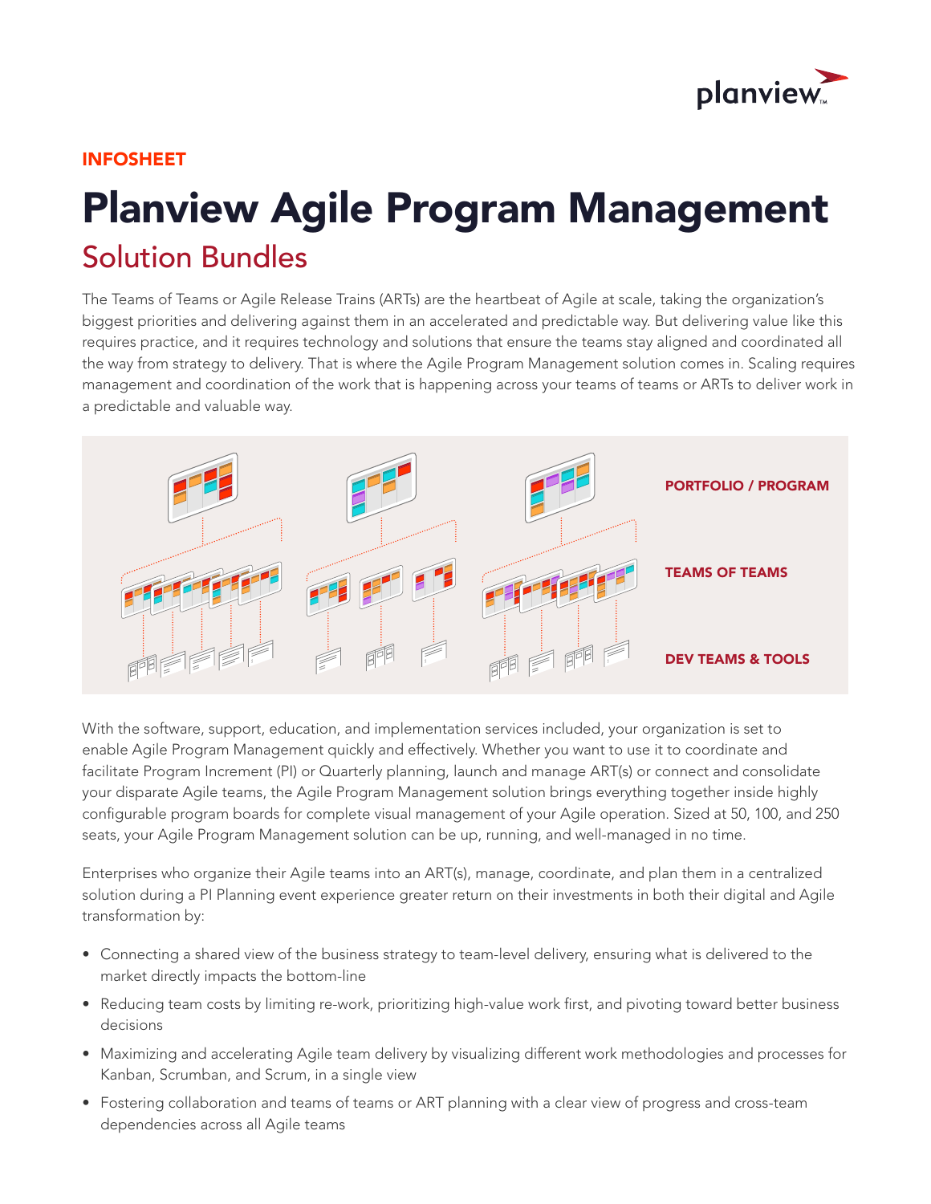INFOSHEET

# Planview Agile Program Management

## Solution Bundles

The Teams of Teams or Agile Release Trains (ARTs) are the heartbeat of Agile at scale, taking the organization's biggest priorities and delivering against them in an accelerated and predictable way. But delivering value like this requires practice, and it requires technology and solutions that ensure the teams stay aligned and coordinated all the way from strategy to delivery. That is where the Agile Program Management solution comes in. Scaling requires management and coordination of the work that is happening across your teams of teams or ARTs to deliver work in a predictable and valuable way.

PORTFOLIO / PROGRAM

TEAMS OF TEAMS

DEV TEAMS & TOOLS

With the software, support, education, and implementation services included, your organization is set to enable Agile Program Management quickly and effectively. Whether you want to use it to coordinate and facilitate Program Increment (PI) or Quarterly planning, launch and manage ART(s) or connect and consolidate your disparate Agile teams, the Agile Program Management solution brings everything together inside highly configurable program boards for complete visual management of your Agile operation. Sized at 50, 100, and 250 seats, your Agile Program Management solution can be up, running, and well-managed in no time.

Enterprises who organize their Agile teams into an ART(s), manage, coordinate, and plan them in a centralized solution during a PI Planning event experience greater return on their investments in both their digital and Agile transformation by:

- Connecting a shared view of the business strategy to team-level delivery, ensuring what is delivered to the market directly impacts the bottom-line
- Reducing team costs by limiting re-work, prioritizing high-value work first, and pivoting toward better business decisions
- Maximizing and accelerating Agile team delivery by visualizing different work methodologies and processes for Kanban, Scrumban, and Scrum, in a single view
- Fostering collaboration and teams of teams or ART planning with a clear view of progress and cross-team dependencies across all Agile teams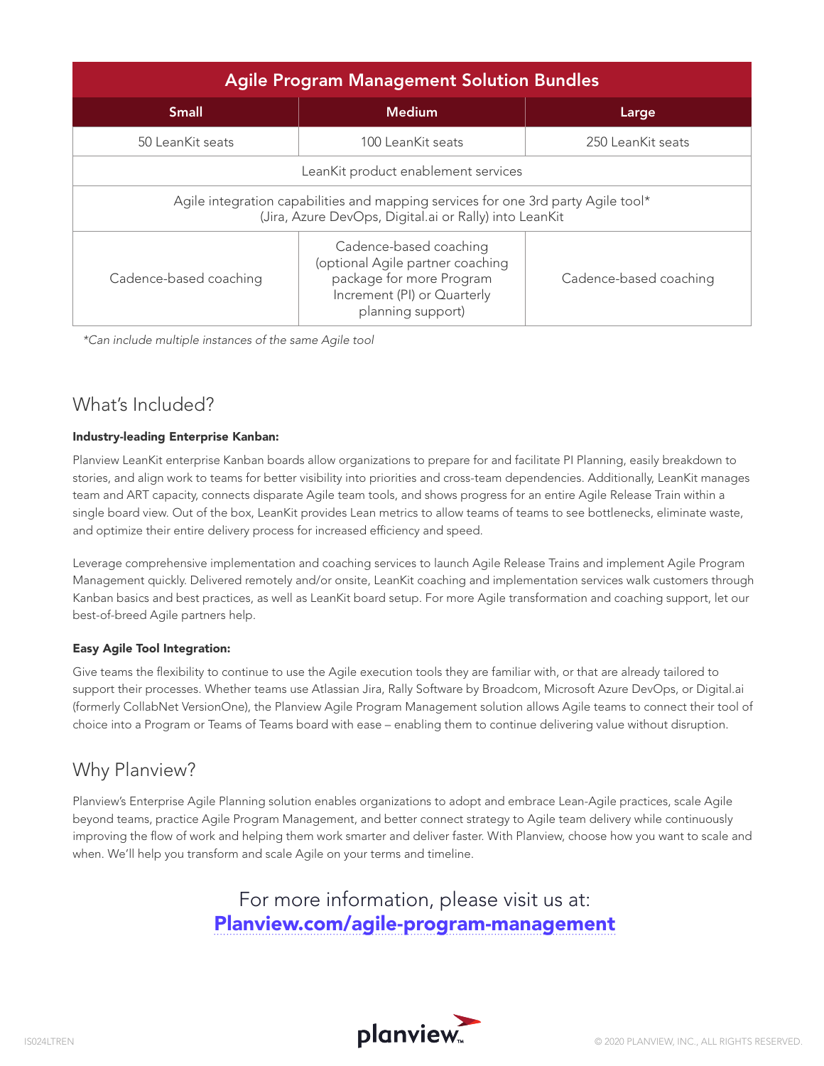| Agile Program Management Solution Bundles | | |
| --- | --- | --- |
| **Small** | **Medium** | **Large** |
| 50 LeanKit seats | 100 LeanKit seats | 250 LeanKit seats |
| LeanKit product enablement services | | |
| Agile integration capabilities and mapping services for one 3rd party Agile tool* (Jira, Azure DevOps, Digital.ai or Rally) into LeanKit | | |
| Cadence-based coaching | Cadence-based coaching (optional Agile partner coaching package for more Program Increment (PI) or Quarterly planning support) | Cadence-based coaching |

*\*Can include multiple instances of the same Agile tool*

## What's Included?

**Industry-leading Enterprise Kanban:**

Planview LeanKit enterprise Kanban boards allow organizations to prepare for and facilitate PI Planning, easily breakdown to stories, and align work to teams for better visibility into priorities and cross-team dependencies. Additionally, LeanKit manages team and ART capacity, connects disparate Agile team tools, and shows progress for an entire Agile Release Train within a single board view. Out of the box, LeanKit provides Lean metrics to allow teams of teams to see bottlenecks, eliminate waste, and optimize their entire delivery process for increased efficiency and speed.

Leverage comprehensive implementation and coaching services to launch Agile Release Trains and implement Agile Program Management quickly. Delivered remotely and/or onsite, LeanKit coaching and implementation services walk customers through Kanban basics and best practices, as well as LeanKit board setup. For more Agile transformation and coaching support, let our best-of-breed Agile partners help.

**Easy Agile Tool Integration:**

Give teams the flexibility to continue to use the Agile execution tools they are familiar with, or that are already tailored to support their processes. Whether teams use Atlassian Jira, Rally Software by Broadcom, Microsoft Azure DevOps, or Digital.ai (formerly CollabNet VersionOne), the Planview Agile Program Management solution allows Agile teams to connect their tool of choice into a Program or Teams of Teams board with ease – enabling them to continue delivering value without disruption.

## Why Planview?

Planview's Enterprise Agile Planning solution enables organizations to adopt and embrace Lean-Agile practices, scale Agile beyond teams, practice Agile Program Management, and better connect strategy to Agile team delivery while continuously improving the flow of work and helping them work smarter and deliver faster. With Planview, choose how you want to scale and when. We'll help you transform and scale Agile on your terms and timeline.

For more information, please visit us at:
**Planview.com/agile-program-management**

IS024LTREN

planview

© 2020 PLANVIEW, INC., ALL RIGHTS RESERVED.